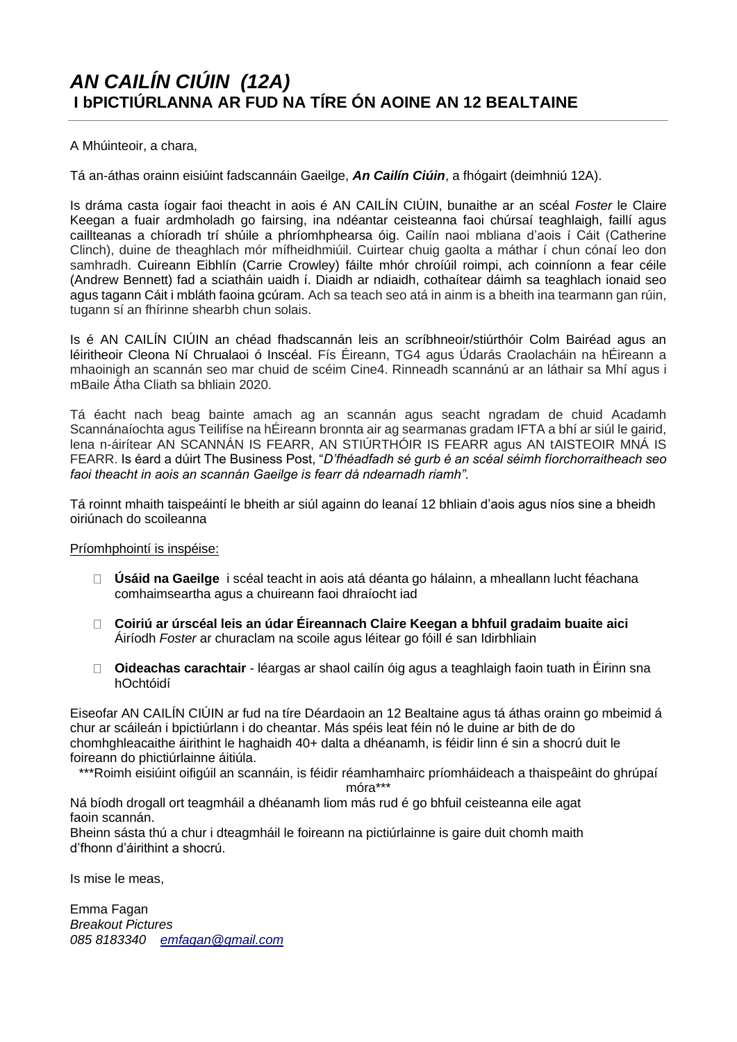# *AN CAILÍN CIÚIN (12A)*
## I bPICTIÚRLANNA AR FUD NA TÍRE ÓN AOINE AN 12 BEALTAINE

A Mhúinteoir, a chara,

Tá an-áthas orainn eisiúint fadscannáin Gaeilge, ***An Cailín Ciúin***, a fhógairt (deimhniú 12A).

Is dráma casta íogair faoi theacht in aois é AN CAILÍN CIÚIN, bunaithe ar an scéal *Foster* le Claire Keegan a fuair ardmholadh go fairsing, ina ndéantar ceisteanna faoi chúrsaí teaghlaigh, faillí agus caillteanas a chíoradh trí shúile a phríomhphearsa óig. Cailín naoi mbliana d'aois í Cáit (Catherine Clinch), duine de theaghlach mór mífheidhmiúil. Cuirtear chuig gaolta a máthar í chun cónaí leo don samhradh. Cuireann Eibhlín (Carrie Crowley) fáilte mhór chroíúil roimpi, ach coinníonn a fear céile (Andrew Bennett) fad a sciatháin uaidh í. Diaidh ar ndiaidh, cothaítear dáimh sa teaghlach ionaid seo agus tagann Cáit i mbláth faoina gcúram. Ach sa teach seo atá in ainm is a bheith ina tearmann gan rúin, tugann sí an fhírinne shearbh chun solais.

Is é AN CAILÍN CIÚIN an chéad fhadscannán leis an scríbhneoir/stiúrthóir Colm Bairéad agus an léiritheoir Cleona Ní Chrualaoi ó Inscéal. Fís Éireann, TG4 agus Údarás Craolacháin na hÉireann a mhaoinigh an scannán seo mar chuid de scéim Cine4. Rinneadh scannánú ar an láthair sa Mhí agus i mBaile Átha Cliath sa bhliain 2020.

Tá éacht nach beag bainte amach ag an scannán agus seacht ngradam de chuid Acadamh Scannánaíochta agus Teilifíse na hÉireann bronnta air ag searmanas gradam IFTA a bhí ar siúl le gairid, lena n-áirítear AN SCANNÁN IS FEARR, AN STIÚRTHÓIR IS FEARR agus AN tAISTEOIR MNÁ IS FEARR. Is éard a dúirt The Business Post, "*D'fhéadfadh sé gurb é an scéal séimh fíorchorraitheach seo faoi theacht in aois an scannán Gaeilge is fearr dá ndearnadh riamh".*

Tá roinnt mhaith taispeáintí le bheith ar siúl againn do leanaí 12 bhliain d'aois agus níos sine a bheidh oiriúnach do scoileanna

Príomhphointí is inspéise:

- **Úsáid na Gaeilge** i scéal teacht in aois atá déanta go hálainn, a mheallann lucht féachana comhaimseartha agus a chuireann faoi dhraíocht iad
- **Coiriú ar úrscéal leis an údar Éireannach Claire Keegan a bhfuil gradaim buaite aici** Áiríodh *Foster* ar churaclam na scoile agus léitear go fóill é san Idirbhliain
- **Oideachas carachtair** - léargas ar shaol cailín óig agus a teaghlaigh faoin tuath in Éirinn sna hOchtóidí

Eiseofar AN CAILÍN CIÚIN ar fud na tíre Déardaoin an 12 Bealtaine agus tá áthas orainn go mbeimid á chur ar scáileán i bpictiúrlann i do cheantar. Más spéis leat féin nó le duine ar bith de do chomhghleacaithe áirithint le haghaidh 40+ dalta a dhéanamh, is féidir linn é sin a shocrú duit le foireann do phictiúrlainne áitiúla.

***Roimh eisiúint oifigúil an scannáin, is féidir réamhamhairc príomháideach a thaispeáint do ghrúpaí móra***

Ná bíodh drogall ort teagmháil a dhéanamh liom más rud é go bhfuil ceisteanna eile agat faoin scannán.
Bheinn sásta thú a chur i dteagmháil le foireann na pictiúrlainne is gaire duit chomh maith d'fhonn d'áirithint a shocrú.

Is mise le meas,

Emma Fagan
*Breakout Pictures*
*085 8183340 emfagan@gmail.com*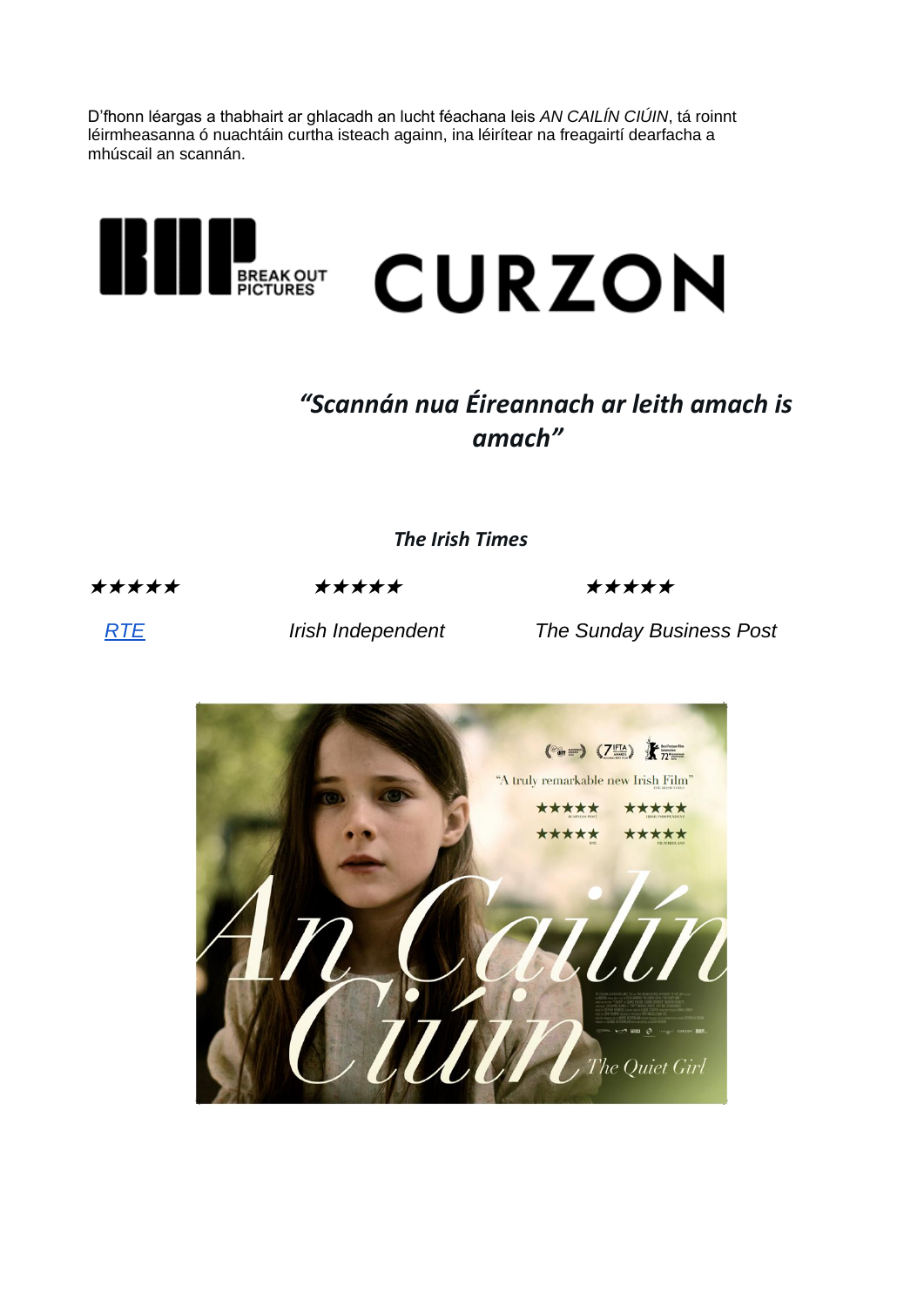D'fhonn léargas a thabhairt ar ghlacadh an lucht féachana leis *AN CAILÍN CIÚIN*, tá roinnt léirmheasanna ó nuachtáin curtha isteach againn, ina léirítear na freagairtí dearfacha a mhúscail an scannán.

BREAK OUT PICTURES

CURZON

***"Scannán nua Éireannach ar leith amach is amach"***

***The Irish Times***

| ★★★★★ | ★★★★★ | ★★★★★ |
|---|---|---|
| RTE | *Irish Independent* | *The Sunday Business Post* |